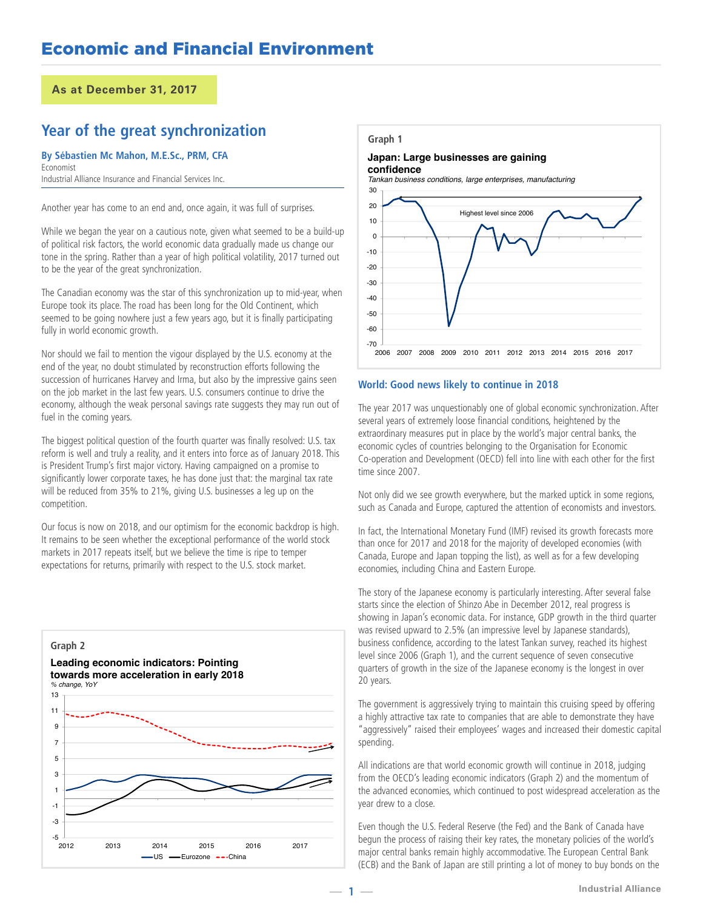# Economic and Financial Environment

**As at December 31, 2017**

## Year of the great synchronization

**By Sébastien Mc Mahon, M.E.Sc., PRM, CFA**
Economist
Industrial Alliance Insurance and Financial Services Inc.

Another year has come to an end and, once again, it was full of surprises.

While we began the year on a cautious note, given what seemed to be a build-up of political risk factors, the world economic data gradually made us change our tone in the spring. Rather than a year of high political volatility, 2017 turned out to be the year of the great synchronization.

The Canadian economy was the star of this synchronization up to mid-year, when Europe took its place. The road has been long for the Old Continent, which seemed to be going nowhere just a few years ago, but it is finally participating fully in world economic growth.

Nor should we fail to mention the vigour displayed by the U.S. economy at the end of the year, no doubt stimulated by reconstruction efforts following the succession of hurricanes Harvey and Irma, but also by the impressive gains seen on the job market in the last few years. U.S. consumers continue to drive the economy, although the weak personal savings rate suggests they may run out of fuel in the coming years.

The biggest political question of the fourth quarter was finally resolved: U.S. tax reform is well and truly a reality, and it enters into force as of January 2018. This is President Trump's first major victory. Having campaigned on a promise to significantly lower corporate taxes, he has done just that: the marginal tax rate will be reduced from 35% to 21%, giving U.S. businesses a leg up on the competition.

Our focus is now on 2018, and our optimism for the economic backdrop is high. It remains to be seen whether the exceptional performance of the world stock markets in 2017 repeats itself, but we believe the time is ripe to temper expectations for returns, primarily with respect to the U.S. stock market.

**Graph 2**

**Leading economic indicators: Pointing towards more acceleration in early 2018**
*% change, YoY*

**Graph 1**

**Japan: Large businesses are gaining confidence**
*Tankan business conditions, large enterprises, manufacturing*

### World: Good news likely to continue in 2018

The year 2017 was unquestionably one of global economic synchronization. After several years of extremely loose financial conditions, heightened by the extraordinary measures put in place by the world's major central banks, the economic cycles of countries belonging to the Organisation for Economic Co-operation and Development (OECD) fell into line with each other for the first time since 2007.

Not only did we see growth everywhere, but the marked uptick in some regions, such as Canada and Europe, captured the attention of economists and investors.

In fact, the International Monetary Fund (IMF) revised its growth forecasts more than once for 2017 and 2018 for the majority of developed economies (with Canada, Europe and Japan topping the list), as well as for a few developing economies, including China and Eastern Europe.

The story of the Japanese economy is particularly interesting. After several false starts since the election of Shinzo Abe in December 2012, real progress is showing in Japan's economic data. For instance, GDP growth in the third quarter was revised upward to 2.5% (an impressive level by Japanese standards), business confidence, according to the latest Tankan survey, reached its highest level since 2006 (Graph 1), and the current sequence of seven consecutive quarters of growth in the size of the Japanese economy is the longest in over 20 years.

The government is aggressively trying to maintain this cruising speed by offering a highly attractive tax rate to companies that are able to demonstrate they have "aggressively" raised their employees' wages and increased their domestic capital spending.

All indications are that world economic growth will continue in 2018, judging from the OECD's leading economic indicators (Graph 2) and the momentum of the advanced economies, which continued to post widespread acceleration as the year drew to a close.

Even though the U.S. Federal Reserve (the Fed) and the Bank of Canada have begun the process of raising their key rates, the monetary policies of the world's major central banks remain highly accommodative. The European Central Bank (ECB) and the Bank of Japan are still printing a lot of money to buy bonds on the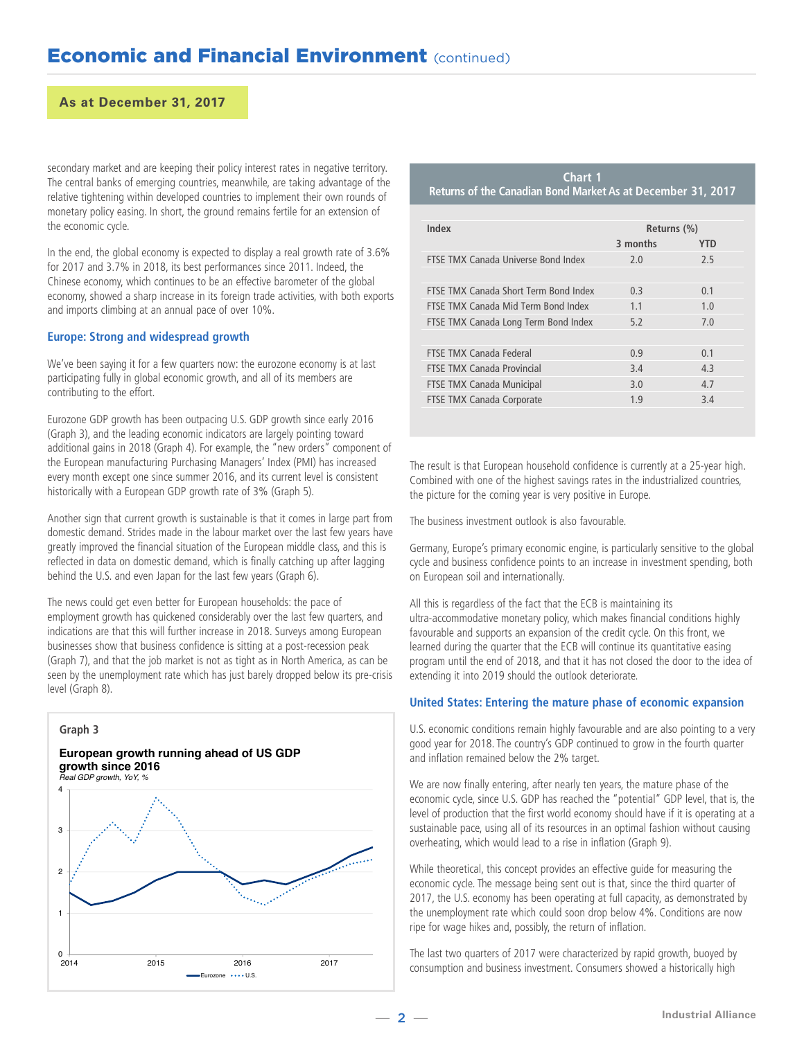## As at December 31, 2017

secondary market and are keeping their policy interest rates in negative territory. The central banks of emerging countries, meanwhile, are taking advantage of the relative tightening within developed countries to implement their own rounds of monetary policy easing. In short, the ground remains fertile for an extension of the economic cycle.

In the end, the global economy is expected to display a real growth rate of 3.6% for 2017 and 3.7% in 2018, its best performances since 2011. Indeed, the Chinese economy, which continues to be an effective barometer of the global economy, showed a sharp increase in its foreign trade activities, with both exports and imports climbing at an annual pace of over 10%.

### Europe: Strong and widespread growth

We've been saying it for a few quarters now: the eurozone economy is at last participating fully in global economic growth, and all of its members are contributing to the effort.

Eurozone GDP growth has been outpacing U.S. GDP growth since early 2016 (Graph 3), and the leading economic indicators are largely pointing toward additional gains in 2018 (Graph 4). For example, the "new orders" component of the European manufacturing Purchasing Managers' Index (PMI) has increased every month except one since summer 2016, and its current level is consistent historically with a European GDP growth rate of 3% (Graph 5).

Another sign that current growth is sustainable is that it comes in large part from domestic demand. Strides made in the labour market over the last few years have greatly improved the financial situation of the European middle class, and this is reflected in data on domestic demand, which is finally catching up after lagging behind the U.S. and even Japan for the last few years (Graph 6).

The news could get even better for European households: the pace of employment growth has quickened considerably over the last few quarters, and indications are that this will further increase in 2018. Surveys among European businesses show that business confidence is sitting at a post-recession peak (Graph 7), and that the job market is not as tight as in North America, as can be seen by the unemployment rate which has just barely dropped below its pre-crisis level (Graph 8).

**Graph 3**

**European growth running ahead of US GDP growth since 2016**

*Real GDP growth, YoY, %*

**Chart 1**
**Returns of the Canadian Bond Market As at December 31, 2017**

| Index | Returns (%) 3 months | Returns (%) YTD |
|---|---|---|
| FTSE TMX Canada Universe Bond Index | 2.0 | 2.5 |
| | | |
| FTSE TMX Canada Short Term Bond Index | 0.3 | 0.1 |
| FTSE TMX Canada Mid Term Bond Index | 1.1 | 1.0 |
| FTSE TMX Canada Long Term Bond Index | 5.2 | 7.0 |
| | | |
| FTSE TMX Canada Federal | 0.9 | 0.1 |
| FTSE TMX Canada Provincial | 3.4 | 4.3 |
| FTSE TMX Canada Municipal | 3.0 | 4.7 |
| FTSE TMX Canada Corporate | 1.9 | 3.4 |

The result is that European household confidence is currently at a 25-year high. Combined with one of the highest savings rates in the industrialized countries, the picture for the coming year is very positive in Europe.

The business investment outlook is also favourable.

Germany, Europe's primary economic engine, is particularly sensitive to the global cycle and business confidence points to an increase in investment spending, both on European soil and internationally.

All this is regardless of the fact that the ECB is maintaining its ultra-accommodative monetary policy, which makes financial conditions highly favourable and supports an expansion of the credit cycle. On this front, we learned during the quarter that the ECB will continue its quantitative easing program until the end of 2018, and that it has not closed the door to the idea of extending it into 2019 should the outlook deteriorate.

### United States: Entering the mature phase of economic expansion

U.S. economic conditions remain highly favourable and are also pointing to a very good year for 2018. The country's GDP continued to grow in the fourth quarter and inflation remained below the 2% target.

We are now finally entering, after nearly ten years, the mature phase of the economic cycle, since U.S. GDP has reached the "potential" GDP level, that is, the level of production that the first world economy should have if it is operating at a sustainable pace, using all of its resources in an optimal fashion without causing overheating, which would lead to a rise in inflation (Graph 9).

While theoretical, this concept provides an effective guide for measuring the economic cycle. The message being sent out is that, since the third quarter of 2017, the U.S. economy has been operating at full capacity, as demonstrated by the unemployment rate which could soon drop below 4%. Conditions are now ripe for wage hikes and, possibly, the return of inflation.

The last two quarters of 2017 were characterized by rapid growth, buoyed by consumption and business investment. Consumers showed a historically high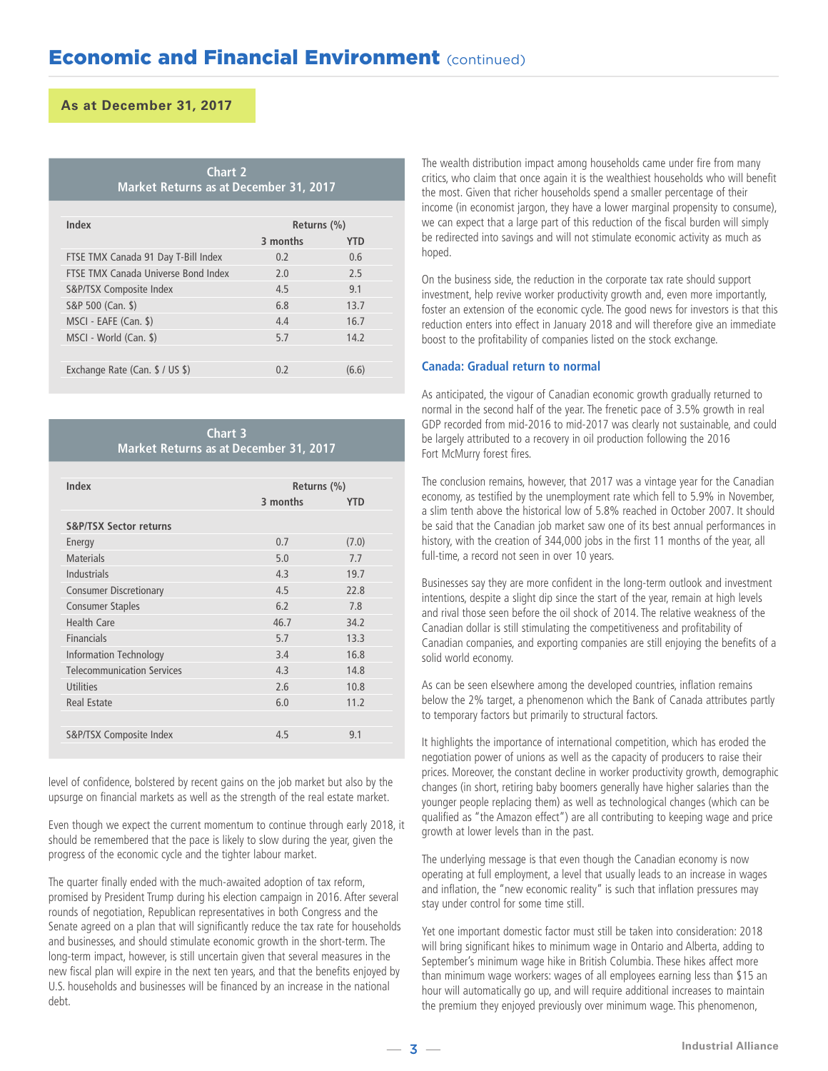## Economic and Financial Environment (continued)

**As at December 31, 2017**

**Chart 2**
**Market Returns as at December 31, 2017**

| Index | Returns (%) | |
|---|---|---|
| | 3 months | YTD |
| FTSE TMX Canada 91 Day T-Bill Index | 0.2 | 0.6 |
| FTSE TMX Canada Universe Bond Index | 2.0 | 2.5 |
| S&P/TSX Composite Index | 4.5 | 9.1 |
| S&P 500 (Can. $) | 6.8 | 13.7 |
| MSCI - EAFE (Can. $) | 4.4 | 16.7 |
| MSCI - World (Can. $) | 5.7 | 14.2 |
| | | |
| Exchange Rate (Can. $ / US $) | 0.2 | (6.6) |

**Chart 3**
**Market Returns as at December 31, 2017**

| Index | Returns (%) | |
|---|---|---|
| | 3 months | YTD |
| **S&P/TSX Sector returns** | | |
| Energy | 0.7 | (7.0) |
| Materials | 5.0 | 7.7 |
| Industrials | 4.3 | 19.7 |
| Consumer Discretionary | 4.5 | 22.8 |
| Consumer Staples | 6.2 | 7.8 |
| Health Care | 46.7 | 34.2 |
| Financials | 5.7 | 13.3 |
| Information Technology | 3.4 | 16.8 |
| Telecommunication Services | 4.3 | 14.8 |
| Utilities | 2.6 | 10.8 |
| Real Estate | 6.0 | 11.2 |
| | | |
| S&P/TSX Composite Index | 4.5 | 9.1 |

level of confidence, bolstered by recent gains on the job market but also by the upsurge on financial markets as well as the strength of the real estate market.

Even though we expect the current momentum to continue through early 2018, it should be remembered that the pace is likely to slow during the year, given the progress of the economic cycle and the tighter labour market.

The quarter finally ended with the much-awaited adoption of tax reform, promised by President Trump during his election campaign in 2016. After several rounds of negotiation, Republican representatives in both Congress and the Senate agreed on a plan that will significantly reduce the tax rate for households and businesses, and should stimulate economic growth in the short-term. The long-term impact, however, is still uncertain given that several measures in the new fiscal plan will expire in the next ten years, and that the benefits enjoyed by U.S. households and businesses will be financed by an increase in the national debt.

The wealth distribution impact among households came under fire from many critics, who claim that once again it is the wealthiest households who will benefit the most. Given that richer households spend a smaller percentage of their income (in economist jargon, they have a lower marginal propensity to consume), we can expect that a large part of this reduction of the fiscal burden will simply be redirected into savings and will not stimulate economic activity as much as hoped.

On the business side, the reduction in the corporate tax rate should support investment, help revive worker productivity growth and, even more importantly, foster an extension of the economic cycle. The good news for investors is that this reduction enters into effect in January 2018 and will therefore give an immediate boost to the profitability of companies listed on the stock exchange.

### Canada: Gradual return to normal

As anticipated, the vigour of Canadian economic growth gradually returned to normal in the second half of the year. The frenetic pace of 3.5% growth in real GDP recorded from mid-2016 to mid-2017 was clearly not sustainable, and could be largely attributed to a recovery in oil production following the 2016 Fort McMurry forest fires.

The conclusion remains, however, that 2017 was a vintage year for the Canadian economy, as testified by the unemployment rate which fell to 5.9% in November, a slim tenth above the historical low of 5.8% reached in October 2007. It should be said that the Canadian job market saw one of its best annual performances in history, with the creation of 344,000 jobs in the first 11 months of the year, all full-time, a record not seen in over 10 years.

Businesses say they are more confident in the long-term outlook and investment intentions, despite a slight dip since the start of the year, remain at high levels and rival those seen before the oil shock of 2014. The relative weakness of the Canadian dollar is still stimulating the competitiveness and profitability of Canadian companies, and exporting companies are still enjoying the benefits of a solid world economy.

As can be seen elsewhere among the developed countries, inflation remains below the 2% target, a phenomenon which the Bank of Canada attributes partly to temporary factors but primarily to structural factors.

It highlights the importance of international competition, which has eroded the negotiation power of unions as well as the capacity of producers to raise their prices. Moreover, the constant decline in worker productivity growth, demographic changes (in short, retiring baby boomers generally have higher salaries than the younger people replacing them) as well as technological changes (which can be qualified as "the Amazon effect") are all contributing to keeping wage and price growth at lower levels than in the past.

The underlying message is that even though the Canadian economy is now operating at full employment, a level that usually leads to an increase in wages and inflation, the "new economic reality" is such that inflation pressures may stay under control for some time still.

Yet one important domestic factor must still be taken into consideration: 2018 will bring significant hikes to minimum wage in Ontario and Alberta, adding to September's minimum wage hike in British Columbia. These hikes affect more than minimum wage workers: wages of all employees earning less than $15 an hour will automatically go up, and will require additional increases to maintain the premium they enjoyed previously over minimum wage. This phenomenon,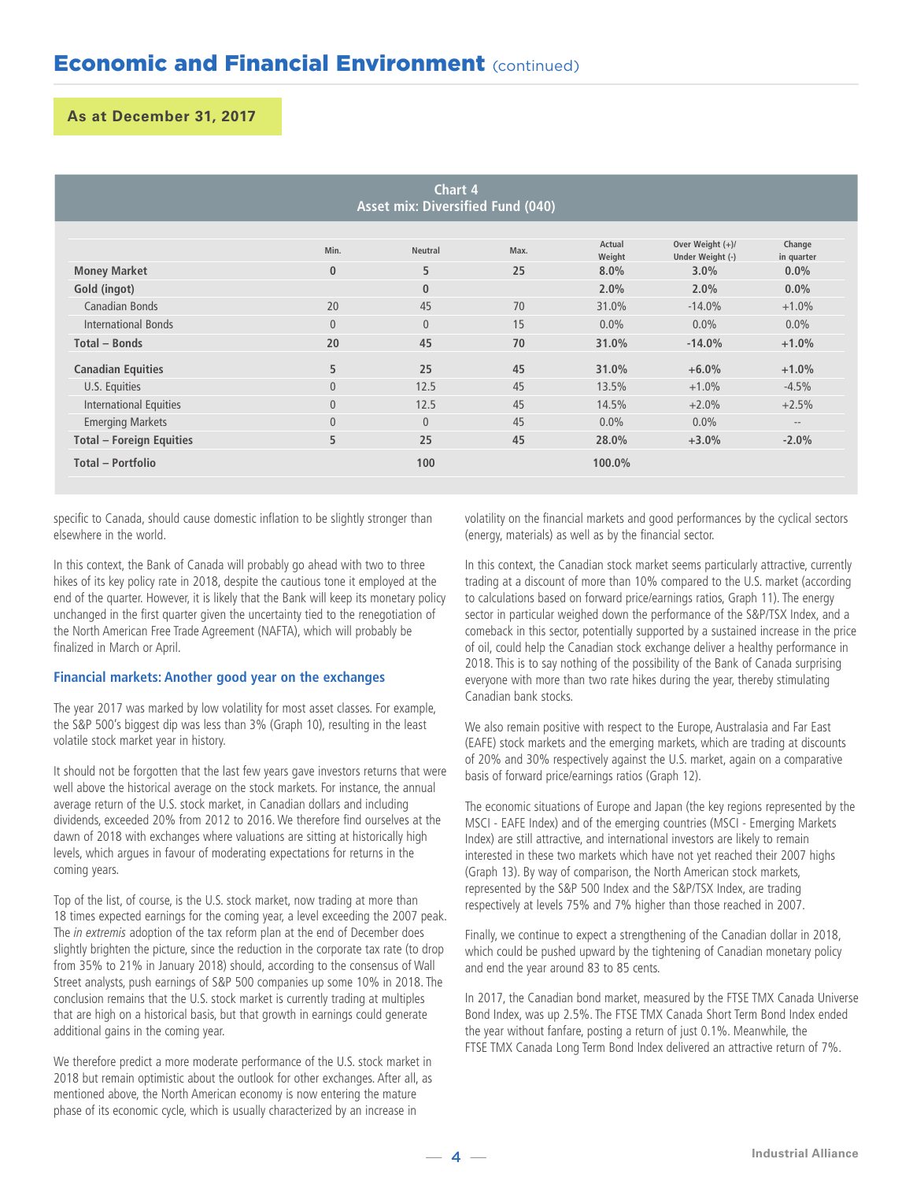## Economic and Financial Environment (continued)

**As at December 31, 2017**

**Chart 4**
**Asset mix: Diversified Fund (040)**

| | Min. | Neutral | Max. | Actual Weight | Over Weight (+)/ Under Weight (-) | Change in quarter |
|---|---|---|---|---|---|---|
| **Money Market** | **0** | **5** | **25** | **8.0%** | **3.0%** | **0.0%** |
| **Gold (ingot)** | | **0** | | **2.0%** | **2.0%** | **0.0%** |
| Canadian Bonds | 20 | 45 | 70 | 31.0% | -14.0% | +1.0% |
| International Bonds | 0 | 0 | 15 | 0.0% | 0.0% | 0.0% |
| **Total – Bonds** | **20** | **45** | **70** | **31.0%** | **-14.0%** | **+1.0%** |
| **Canadian Equities** | **5** | **25** | **45** | **31.0%** | **+6.0%** | **+1.0%** |
| U.S. Equities | 0 | 12.5 | 45 | 13.5% | +1.0% | -4.5% |
| International Equities | 0 | 12.5 | 45 | 14.5% | +2.0% | +2.5% |
| Emerging Markets | 0 | 0 | 45 | 0.0% | 0.0% | -- |
| **Total – Foreign Equities** | **5** | **25** | **45** | **28.0%** | **+3.0%** | **-2.0%** |
| **Total – Portfolio** | | **100** | | **100.0%** | | |

specific to Canada, should cause domestic inflation to be slightly stronger than elsewhere in the world.

In this context, the Bank of Canada will probably go ahead with two to three hikes of its key policy rate in 2018, despite the cautious tone it employed at the end of the quarter. However, it is likely that the Bank will keep its monetary policy unchanged in the first quarter given the uncertainty tied to the renegotiation of the North American Free Trade Agreement (NAFTA), which will probably be finalized in March or April.

### Financial markets: Another good year on the exchanges

The year 2017 was marked by low volatility for most asset classes. For example, the S&P 500's biggest dip was less than 3% (Graph 10), resulting in the least volatile stock market year in history.

It should not be forgotten that the last few years gave investors returns that were well above the historical average on the stock markets. For instance, the annual average return of the U.S. stock market, in Canadian dollars and including dividends, exceeded 20% from 2012 to 2016. We therefore find ourselves at the dawn of 2018 with exchanges where valuations are sitting at historically high levels, which argues in favour of moderating expectations for returns in the coming years.

Top of the list, of course, is the U.S. stock market, now trading at more than 18 times expected earnings for the coming year, a level exceeding the 2007 peak. The *in extremis* adoption of the tax reform plan at the end of December does slightly brighten the picture, since the reduction in the corporate tax rate (to drop from 35% to 21% in January 2018) should, according to the consensus of Wall Street analysts, push earnings of S&P 500 companies up some 10% in 2018. The conclusion remains that the U.S. stock market is currently trading at multiples that are high on a historical basis, but that growth in earnings could generate additional gains in the coming year.

We therefore predict a more moderate performance of the U.S. stock market in 2018 but remain optimistic about the outlook for other exchanges. After all, as mentioned above, the North American economy is now entering the mature phase of its economic cycle, which is usually characterized by an increase in volatility on the financial markets and good performances by the cyclical sectors (energy, materials) as well as by the financial sector.

In this context, the Canadian stock market seems particularly attractive, currently trading at a discount of more than 10% compared to the U.S. market (according to calculations based on forward price/earnings ratios, Graph 11). The energy sector in particular weighed down the performance of the S&P/TSX Index, and a comeback in this sector, potentially supported by a sustained increase in the price of oil, could help the Canadian stock exchange deliver a healthy performance in 2018. This is to say nothing of the possibility of the Bank of Canada surprising everyone with more than two rate hikes during the year, thereby stimulating Canadian bank stocks.

We also remain positive with respect to the Europe, Australasia and Far East (EAFE) stock markets and the emerging markets, which are trading at discounts of 20% and 30% respectively against the U.S. market, again on a comparative basis of forward price/earnings ratios (Graph 12).

The economic situations of Europe and Japan (the key regions represented by the MSCI - EAFE Index) and of the emerging countries (MSCI - Emerging Markets Index) are still attractive, and international investors are likely to remain interested in these two markets which have not yet reached their 2007 highs (Graph 13). By way of comparison, the North American stock markets, represented by the S&P 500 Index and the S&P/TSX Index, are trading respectively at levels 75% and 7% higher than those reached in 2007.

Finally, we continue to expect a strengthening of the Canadian dollar in 2018, which could be pushed upward by the tightening of Canadian monetary policy and end the year around 83 to 85 cents.

In 2017, the Canadian bond market, measured by the FTSE TMX Canada Universe Bond Index, was up 2.5%. The FTSE TMX Canada Short Term Bond Index ended the year without fanfare, posting a return of just 0.1%. Meanwhile, the FTSE TMX Canada Long Term Bond Index delivered an attractive return of 7%.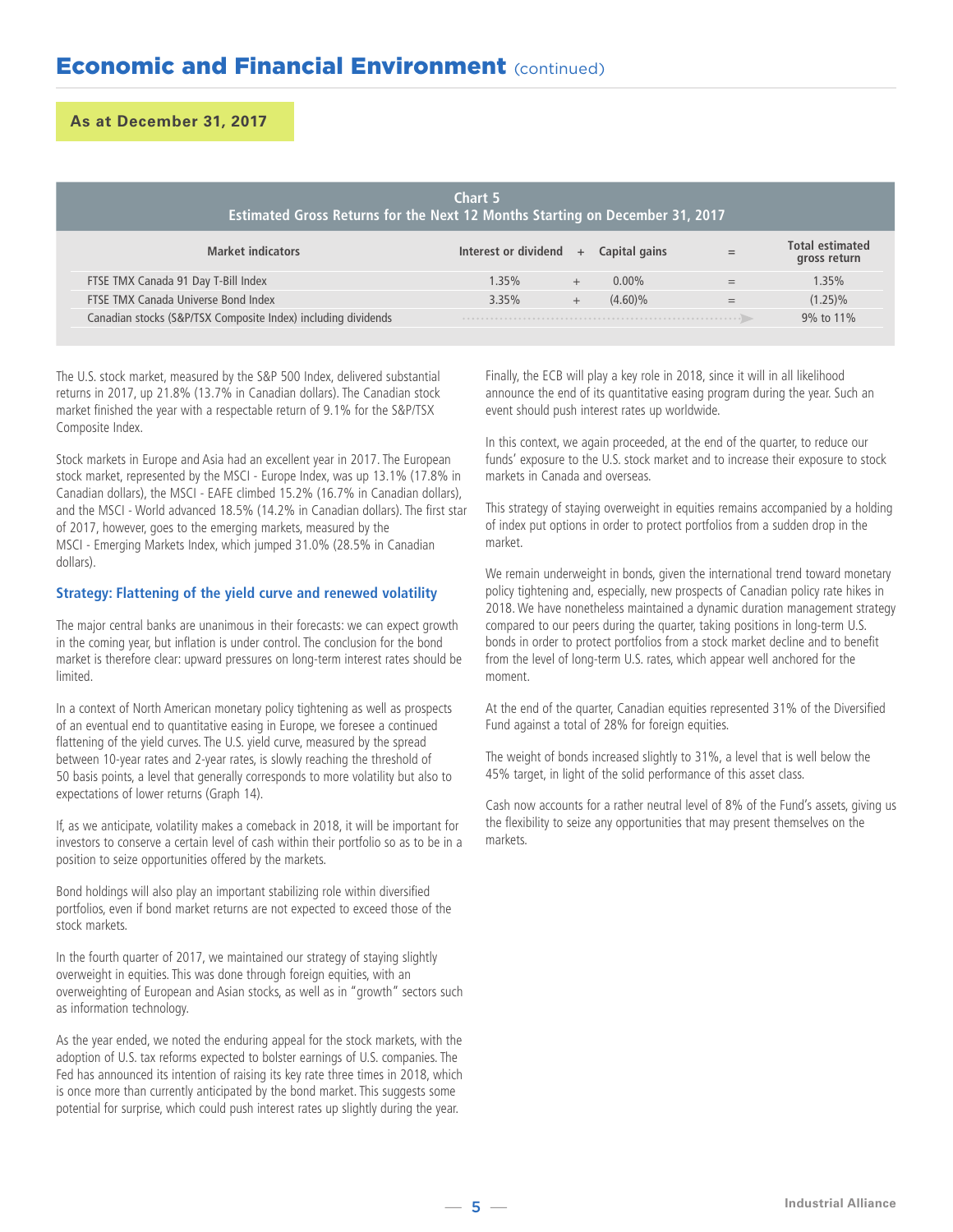## Economic and Financial Environment (continued)

**As at December 31, 2017**

**Chart 5**
**Estimated Gross Returns for the Next 12 Months Starting on December 31, 2017**

| Market indicators | Interest or dividend | + | Capital gains | = | Total estimated gross return |
|---|---|---|---|---|---|
| FTSE TMX Canada 91 Day T-Bill Index | 1.35% | + | 0.00% | = | 1.35% |
| FTSE TMX Canada Universe Bond Index | 3.35% | + | (4.60)% | = | (1.25)% |
| Canadian stocks (S&P/TSX Composite Index) including dividends | | | | | 9% to 11% |

The U.S. stock market, measured by the S&P 500 Index, delivered substantial returns in 2017, up 21.8% (13.7% in Canadian dollars). The Canadian stock market finished the year with a respectable return of 9.1% for the S&P/TSX Composite Index.

Stock markets in Europe and Asia had an excellent year in 2017. The European stock market, represented by the MSCI - Europe Index, was up 13.1% (17.8% in Canadian dollars), the MSCI - EAFE climbed 15.2% (16.7% in Canadian dollars), and the MSCI - World advanced 18.5% (14.2% in Canadian dollars). The first star of 2017, however, goes to the emerging markets, measured by the MSCI - Emerging Markets Index, which jumped 31.0% (28.5% in Canadian dollars).

### Strategy: Flattening of the yield curve and renewed volatility

The major central banks are unanimous in their forecasts: we can expect growth in the coming year, but inflation is under control. The conclusion for the bond market is therefore clear: upward pressures on long-term interest rates should be limited.

In a context of North American monetary policy tightening as well as prospects of an eventual end to quantitative easing in Europe, we foresee a continued flattening of the yield curves. The U.S. yield curve, measured by the spread between 10-year rates and 2-year rates, is slowly reaching the threshold of 50 basis points, a level that generally corresponds to more volatility but also to expectations of lower returns (Graph 14).

If, as we anticipate, volatility makes a comeback in 2018, it will be important for investors to conserve a certain level of cash within their portfolio so as to be in a position to seize opportunities offered by the markets.

Bond holdings will also play an important stabilizing role within diversified portfolios, even if bond market returns are not expected to exceed those of the stock markets.

In the fourth quarter of 2017, we maintained our strategy of staying slightly overweight in equities. This was done through foreign equities, with an overweighting of European and Asian stocks, as well as in "growth" sectors such as information technology.

As the year ended, we noted the enduring appeal for the stock markets, with the adoption of U.S. tax reforms expected to bolster earnings of U.S. companies. The Fed has announced its intention of raising its key rate three times in 2018, which is once more than currently anticipated by the bond market. This suggests some potential for surprise, which could push interest rates up slightly during the year.

Finally, the ECB will play a key role in 2018, since it will in all likelihood announce the end of its quantitative easing program during the year. Such an event should push interest rates up worldwide.

In this context, we again proceeded, at the end of the quarter, to reduce our funds' exposure to the U.S. stock market and to increase their exposure to stock markets in Canada and overseas.

This strategy of staying overweight in equities remains accompanied by a holding of index put options in order to protect portfolios from a sudden drop in the market.

We remain underweight in bonds, given the international trend toward monetary policy tightening and, especially, new prospects of Canadian policy rate hikes in 2018. We have nonetheless maintained a dynamic duration management strategy compared to our peers during the quarter, taking positions in long-term U.S. bonds in order to protect portfolios from a stock market decline and to benefit from the level of long-term U.S. rates, which appear well anchored for the moment.

At the end of the quarter, Canadian equities represented 31% of the Diversified Fund against a total of 28% for foreign equities.

The weight of bonds increased slightly to 31%, a level that is well below the 45% target, in light of the solid performance of this asset class.

Cash now accounts for a rather neutral level of 8% of the Fund's assets, giving us the flexibility to seize any opportunities that may present themselves on the markets.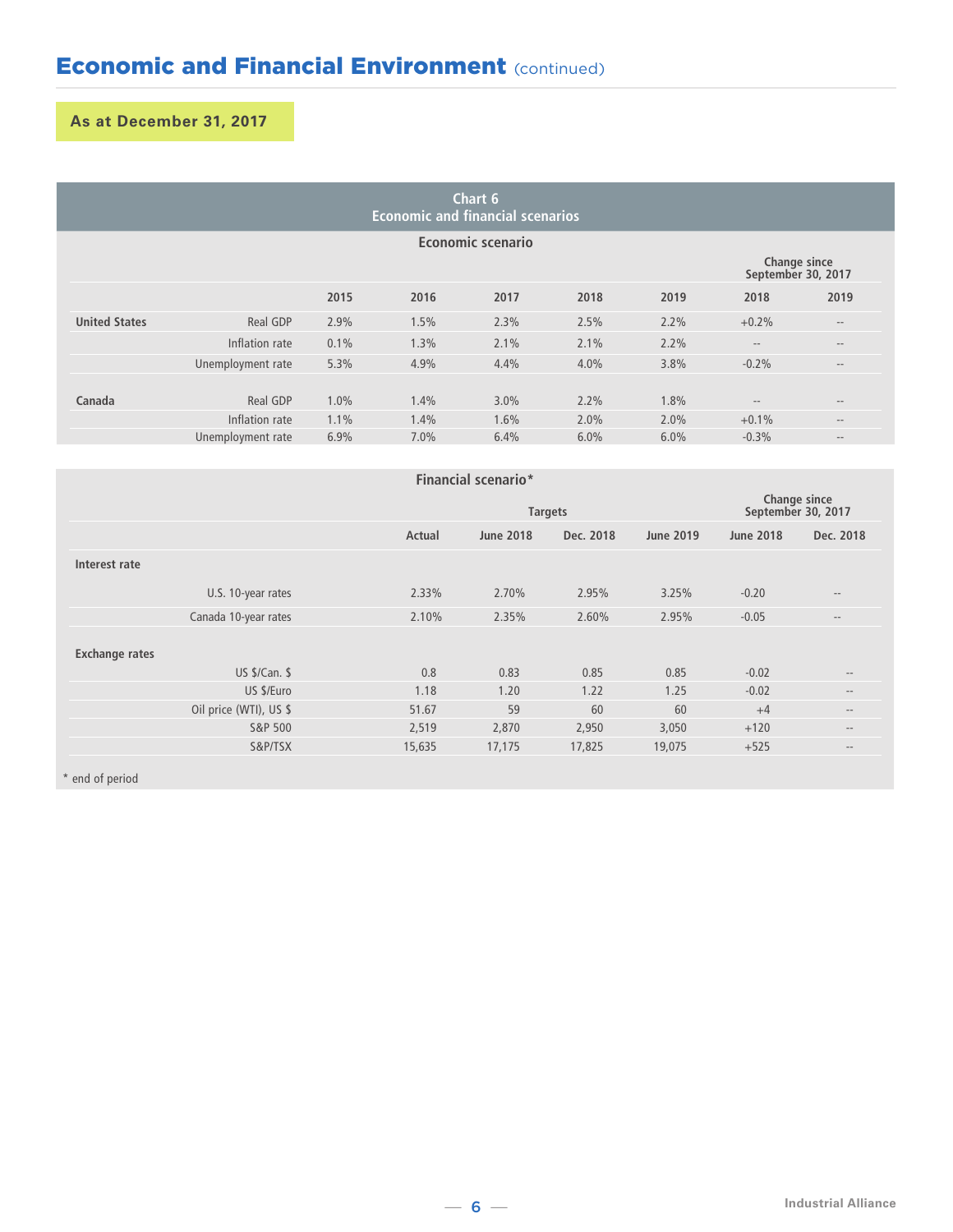## Economic and Financial Environment (continued)

**As at December 31, 2017**

**Chart 6**
**Economic and financial scenarios**

**Economic scenario**

| | | 2015 | 2016 | 2017 | 2018 | 2019 | Change since September 30, 2017 2018 | Change since September 30, 2017 2019 |
|---|---|---|---|---|---|---|---|---|
| **United States** | Real GDP | 2.9% | 1.5% | 2.3% | 2.5% | 2.2% | +0.2% | -- |
| | Inflation rate | 0.1% | 1.3% | 2.1% | 2.1% | 2.2% | -- | -- |
| | Unemployment rate | 5.3% | 4.9% | 4.4% | 4.0% | 3.8% | -0.2% | -- |
| **Canada** | Real GDP | 1.0% | 1.4% | 3.0% | 2.2% | 1.8% | -- | -- |
| | Inflation rate | 1.1% | 1.4% | 1.6% | 2.0% | 2.0% | +0.1% | -- |
| | Unemployment rate | 6.9% | 7.0% | 6.4% | 6.0% | 6.0% | -0.3% | -- |

**Financial scenario***

| | | Targets | | | Change since September 30, 2017 | |
|---|---|---|---|---|---|---|
| | Actual | June 2018 | Dec. 2018 | June 2019 | June 2018 | Dec. 2018 |
| **Interest rate** | | | | | | |
| U.S. 10-year rates | 2.33% | 2.70% | 2.95% | 3.25% | -0.20 | -- |
| Canada 10-year rates | 2.10% | 2.35% | 2.60% | 2.95% | -0.05 | -- |
| **Exchange rates** | | | | | | |
| US $/Can. $ | 0.8 | 0.83 | 0.85 | 0.85 | -0.02 | -- |
| US $/Euro | 1.18 | 1.20 | 1.22 | 1.25 | -0.02 | -- |
| Oil price (WTI), US $ | 51.67 | 59 | 60 | 60 | +4 | -- |
| S&P 500 | 2,519 | 2,870 | 2,950 | 3,050 | +120 | -- |
| S&P/TSX | 15,635 | 17,175 | 17,825 | 19,075 | +525 | -- |

* end of period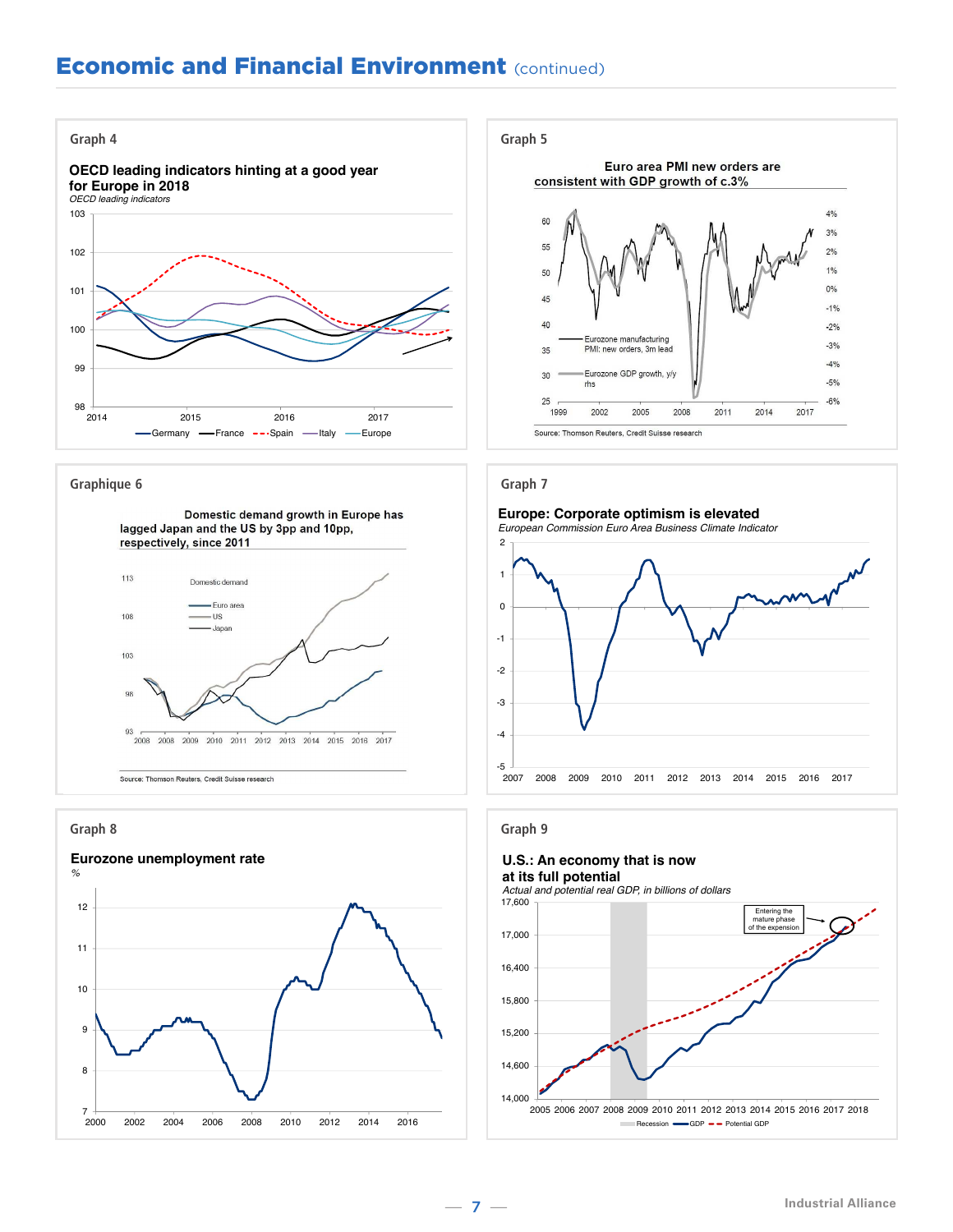# Economic and Financial Environment (continued)

## Graph 4

**OECD leading indicators hinting at a good year for Europe in 2018**

*OECD leading indicators*

103
102
101
100
99
98

2014 2015 2016 2017

Germany France Spain Italy Europe

## Graph 5

**Euro area PMI new orders are consistent with GDP growth of c.3%**

60 55 50 45 40 35 30 25

4% 3% 2% 1% 0% -1% -2% -3% -4% -5% -6%

1999 2002 2005 2008 2011 2014 2017

Eurozone manufacturing PMI: new orders, 3m lead

Eurozone GDP growth, y/y rhs

Source: Thomson Reuters, Credit Suisse research

## Graphique 6

**Domestic demand growth in Europe has lagged Japan and the US by 3pp and 10pp, respectively, since 2011**

Domestic demand

Euro area
US
Japan

113 108 103 98 93

2008 2008 2009 2010 2011 2012 2013 2014 2015 2016 2017

Source: Thomson Reuters, Credit Suisse research

## Graph 7

**Europe: Corporate optimism is elevated**

*European Commission Euro Area Business Climate Indicator*

2 1 0 -1 -2 -3 -4 -5

2007 2008 2009 2010 2011 2012 2013 2014 2015 2016 2017

## Graph 8

**Eurozone unemployment rate**

%

12 11 10 9 8 7

2000 2002 2004 2006 2008 2010 2012 2014 2016

## Graph 9

**U.S.: An economy that is now at its full potential**

*Actual and potential real GDP, in billions of dollars*

17,600 17,000 16,400 15,800 15,200 14,600 14,000

Entering the mature phase of the expansion

2005 2006 2007 2008 2009 2010 2011 2012 2013 2014 2015 2016 2017 2018

Recession GDP Potential GDP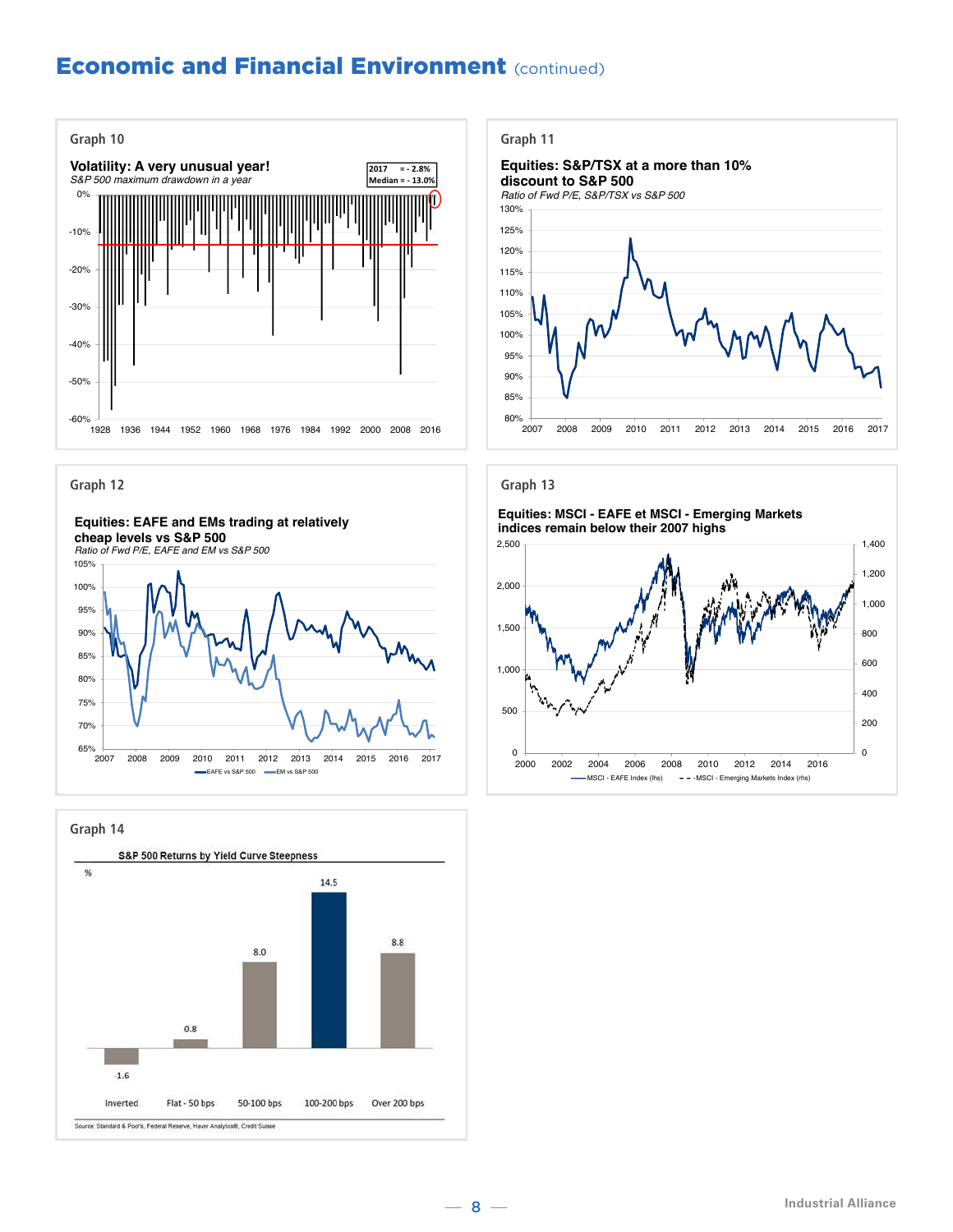# Economic and Financial Environment (continued)

### Graph 10

**Volatility: A very unusual year!**

*S&P 500 maximum drawdown in a year*

2017 = - 2.8%
Median = - 13.0%

### Graph 11

**Equities: S&P/TSX at a more than 10% discount to S&P 500**

*Ratio of Fwd P/E, S&P/TSX vs S&P 500*

### Graph 12

**Equities: EAFE and EMs trading at relatively cheap levels vs S&P 500**

*Ratio of Fwd P/E, EAFE and EM vs S&P 500*

EAFE vs S&P 500 — EM vs S&P 500

### Graph 13

**Equities: MSCI - EAFE et MSCI - Emerging Markets indices remain below their 2007 highs**

MSCI - EAFE Index (lhs) — MSCI - Emerging Markets Index (rhs)

### Graph 14

**S&P 500 Returns by Yield Curve Steepness**

| Yield curve steepness | % |
|---|---|
| Inverted | -1.6 |
| Flat - 50 bps | 0.8 |
| 50-100 bps | 8.0 |
| 100-200 bps | 14.5 |
| Over 200 bps | 8.8 |

Source: Standard & Poor's, Federal Reserve, Haver Analytics®, Credit Suisse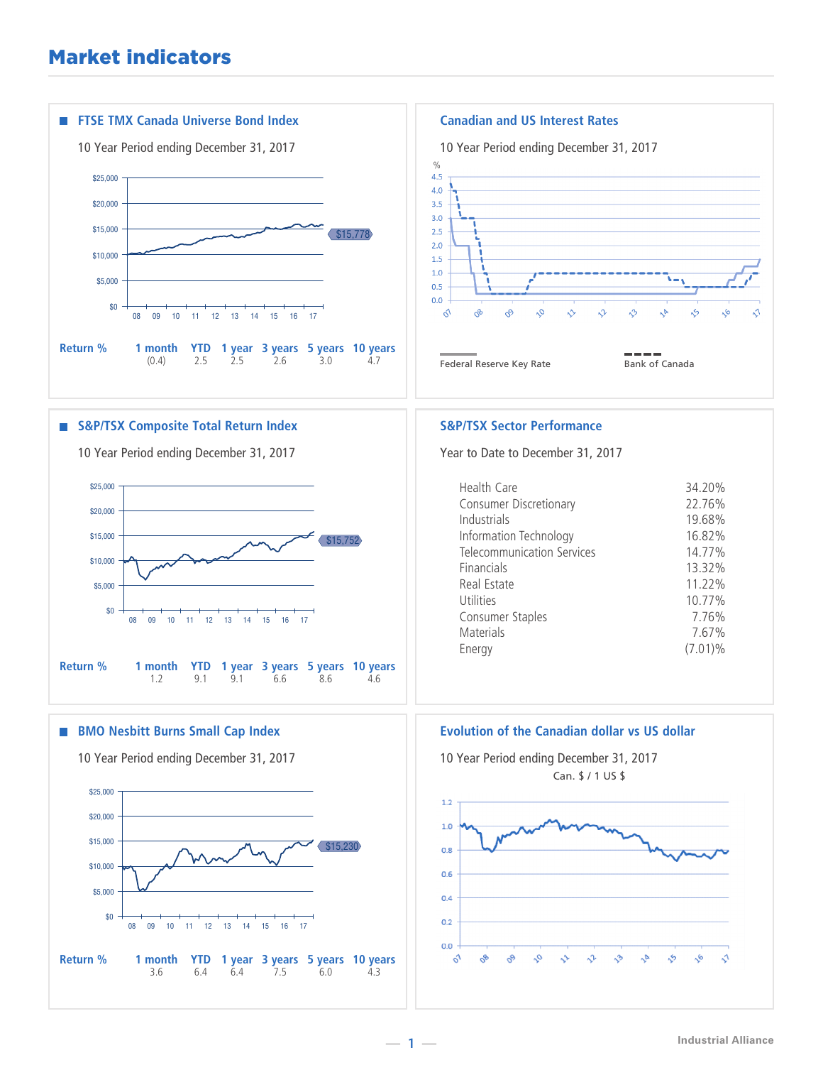# Market indicators

## FTSE TMX Canada Universe Bond Index

10 Year Period ending December 31, 2017

$15,778

| Return % | 1 month | YTD | 1 year | 3 years | 5 years | 10 years |
|---|---|---|---|---|---|---|
| | (0.4) | 2.5 | 2.5 | 2.6 | 3.0 | 4.7 |

## Canadian and US Interest Rates

10 Year Period ending December 31, 2017

Federal Reserve Key Rate — Bank of Canada

## S&P/TSX Composite Total Return Index

10 Year Period ending December 31, 2017

$15,752

| Return % | 1 month | YTD | 1 year | 3 years | 5 years | 10 years |
|---|---|---|---|---|---|---|
| | 1.2 | 9.1 | 9.1 | 6.6 | 8.6 | 4.6 |

## S&P/TSX Sector Performance

Year to Date to December 31, 2017

| Sector | Performance |
|---|---|
| Health Care | 34.20% |
| Consumer Discretionary | 22.76% |
| Industrials | 19.68% |
| Information Technology | 16.82% |
| Telecommunication Services | 14.77% |
| Financials | 13.32% |
| Real Estate | 11.22% |
| Utilities | 10.77% |
| Consumer Staples | 7.76% |
| Materials | 7.67% |
| Energy | (7.01)% |

## BMO Nesbitt Burns Small Cap Index

10 Year Period ending December 31, 2017

$15,230

| Return % | 1 month | YTD | 1 year | 3 years | 5 years | 10 years |
|---|---|---|---|---|---|---|
| | 3.6 | 6.4 | 6.4 | 7.5 | 6.0 | 4.3 |

## Evolution of the Canadian dollar vs US dollar

10 Year Period ending December 31, 2017

Can. $ / 1 US $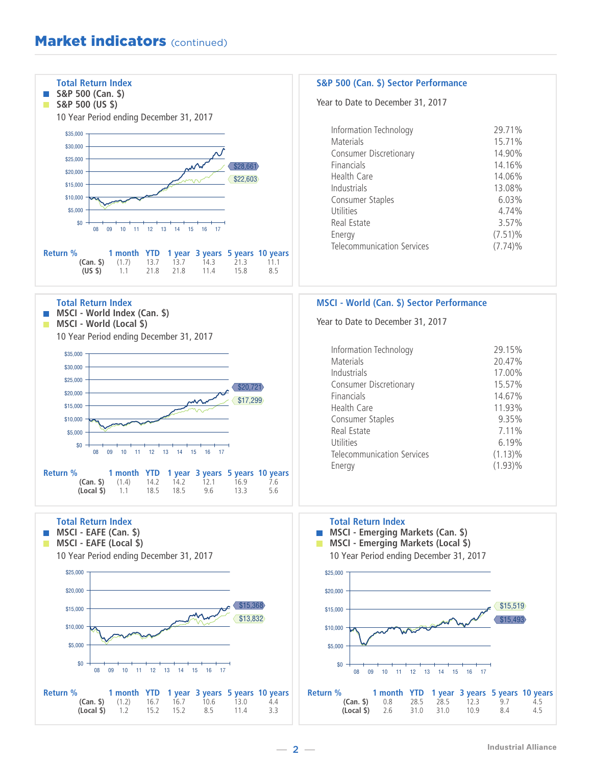# Market indicators (continued)

**Total Return Index**

- **S&P 500 (Can. $)**
- **S&P 500 (US $)**

10 Year Period ending December 31, 2017

$28,661

$22,603

| Return % | 1 month | YTD | 1 year | 3 years | 5 years | 10 years |
|---|---|---|---|---|---|---|
| (Can. $) | (1.7) | 13.7 | 13.7 | 14.3 | 21.3 | 11.1 |
| (US $) | 1.1 | 21.8 | 21.8 | 11.4 | 15.8 | 8.5 |

**S&P 500 (Can. $) Sector Performance**

Year to Date to December 31, 2017

| | |
|---|---|
| Information Technology | 29.71% |
| Materials | 15.71% |
| Consumer Discretionary | 14.90% |
| Financials | 14.16% |
| Health Care | 14.06% |
| Industrials | 13.08% |
| Consumer Staples | 6.03% |
| Utilities | 4.74% |
| Real Estate | 3.57% |
| Energy | (7.51)% |
| Telecommunication Services | (7.74)% |

**Total Return Index**

- **MSCI - World Index (Can. $)**
- **MSCI - World (Local $)**

10 Year Period ending December 31, 2017

$20,721

$17,299

| Return % | 1 month | YTD | 1 year | 3 years | 5 years | 10 years |
|---|---|---|---|---|---|---|
| (Can. $) | (1.4) | 14.2 | 14.2 | 12.1 | 16.9 | 7.6 |
| (Local $) | 1.1 | 18.5 | 18.5 | 9.6 | 13.3 | 5.6 |

**MSCI - World (Can. $) Sector Performance**

Year to Date to December 31, 2017

| | |
|---|---|
| Information Technology | 29.15% |
| Materials | 20.47% |
| Industrials | 17.00% |
| Consumer Discretionary | 15.57% |
| Financials | 14.67% |
| Health Care | 11.93% |
| Consumer Staples | 9.35% |
| Real Estate | 7.11% |
| Utilities | 6.19% |
| Telecommunication Services | (1.13)% |
| Energy | (1.93)% |

**Total Return Index**

- **MSCI - EAFE (Can. $)**
- **MSCI - EAFE (Local $)**

10 Year Period ending December 31, 2017

$15,368

$13,832

| Return % | 1 month | YTD | 1 year | 3 years | 5 years | 10 years |
|---|---|---|---|---|---|---|
| (Can. $) | (1.2) | 16.7 | 16.7 | 10.6 | 13.0 | 4.4 |
| (Local $) | 1.2 | 15.2 | 15.2 | 8.5 | 11.4 | 3.3 |

**Total Return Index**

- **MSCI - Emerging Markets (Can. $)**
- **MSCI - Emerging Markets (Local $)**

10 Year Period ending December 31, 2017

$15,519

$15,493

| Return % | 1 month | YTD | 1 year | 3 years | 5 years | 10 years |
|---|---|---|---|---|---|---|
| (Can. $) | 0.8 | 28.5 | 28.5 | 12.3 | 9.7 | 4.5 |
| (Local $) | 2.6 | 31.0 | 31.0 | 10.9 | 8.4 | 4.5 |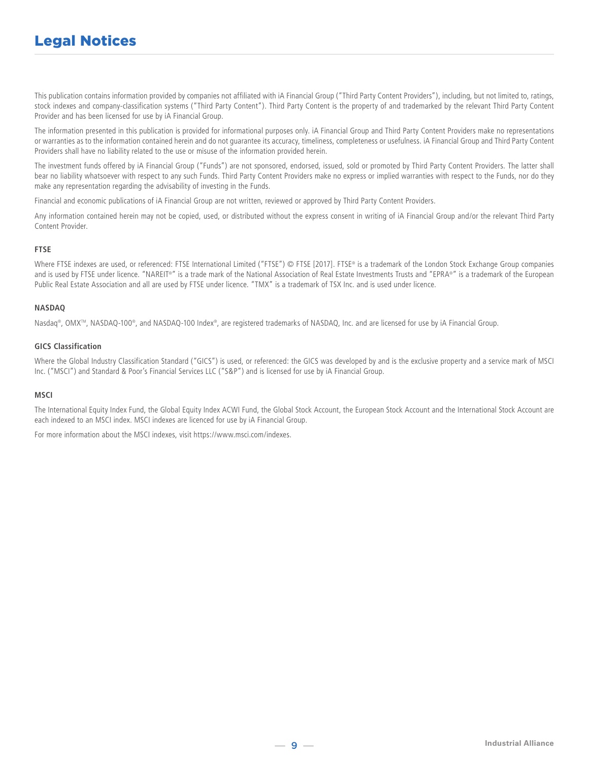# Legal Notices

This publication contains information provided by companies not affiliated with iA Financial Group ("Third Party Content Providers"), including, but not limited to, ratings, stock indexes and company-classification systems ("Third Party Content"). Third Party Content is the property of and trademarked by the relevant Third Party Content Provider and has been licensed for use by iA Financial Group.

The information presented in this publication is provided for informational purposes only. iA Financial Group and Third Party Content Providers make no representations or warranties as to the information contained herein and do not guarantee its accuracy, timeliness, completeness or usefulness. iA Financial Group and Third Party Content Providers shall have no liability related to the use or misuse of the information provided herein.

The investment funds offered by iA Financial Group ("Funds") are not sponsored, endorsed, issued, sold or promoted by Third Party Content Providers. The latter shall bear no liability whatsoever with respect to any such Funds. Third Party Content Providers make no express or implied warranties with respect to the Funds, nor do they make any representation regarding the advisability of investing in the Funds.

Financial and economic publications of iA Financial Group are not written, reviewed or approved by Third Party Content Providers.

Any information contained herein may not be copied, used, or distributed without the express consent in writing of iA Financial Group and/or the relevant Third Party Content Provider.

**FTSE**

Where FTSE indexes are used, or referenced: FTSE International Limited ("FTSE") © FTSE [2017]. FTSE® is a trademark of the London Stock Exchange Group companies and is used by FTSE under licence. "NAREIT®" is a trade mark of the National Association of Real Estate Investments Trusts and "EPRA®" is a trademark of the European Public Real Estate Association and all are used by FTSE under licence. "TMX" is a trademark of TSX Inc. and is used under licence.

**NASDAQ**

Nasdaq®, OMX™, NASDAQ-100®, and NASDAQ-100 Index®, are registered trademarks of NASDAQ, Inc. and are licensed for use by iA Financial Group.

**GICS Classification**

Where the Global Industry Classification Standard ("GICS") is used, or referenced: the GICS was developed by and is the exclusive property and a service mark of MSCI Inc. ("MSCI") and Standard & Poor's Financial Services LLC ("S&P") and is licensed for use by iA Financial Group.

**MSCI**

The International Equity Index Fund, the Global Equity Index ACWI Fund, the Global Stock Account, the European Stock Account and the International Stock Account are each indexed to an MSCI index. MSCI indexes are licenced for use by iA Financial Group.

For more information about the MSCI indexes, visit https://www.msci.com/indexes.